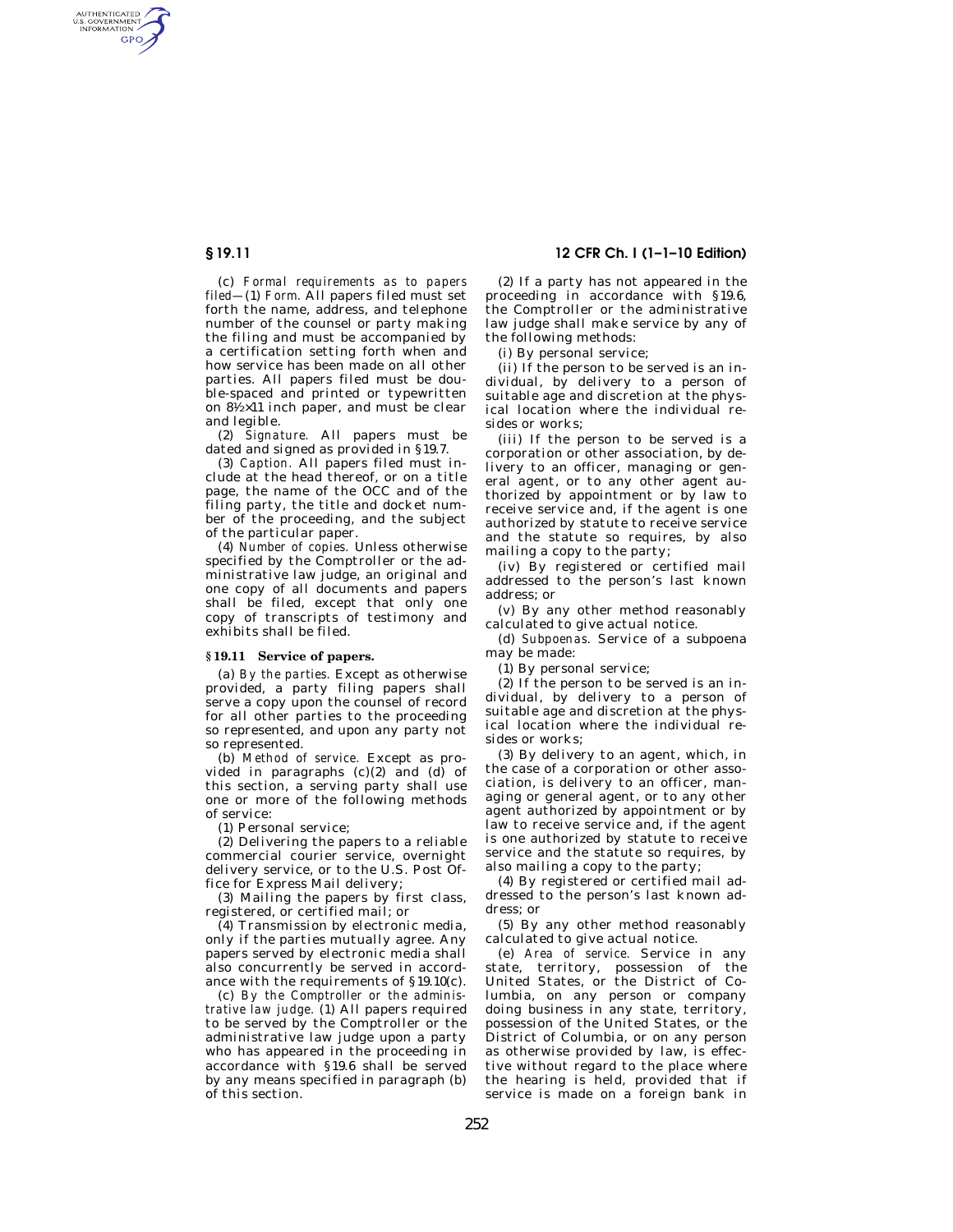(c) *Formal requirements as to papers filed*—(1) *Form.* All papers filed must set forth the name, address, and telephone number of the counsel or party making the filing and must be accompanied by a certification setting forth when and how service has been made on all other parties. All papers filed must be double-spaced and printed or typewritten on 8½×11 inch paper, and must be clear and legible.

(2) *Signature.* All papers must be dated and signed as provided in §19.7.

(3) *Caption.* All papers filed must include at the head thereof, or on a title page, the name of the OCC and of the filing party, the title and docket number of the proceeding, and the subject of the particular paper.

(4) *Number of copies.* Unless otherwise specified by the Comptroller or the administrative law judge, an original and one copy of all documents and papers shall be filed, except that only one copy of transcripts of testimony and exhibits shall be filed.

### §19.11 Service of papers.

(a) *By the parties.* Except as otherwise provided, a party filing papers shall serve a copy upon the counsel of record for all other parties to the proceeding so represented, and upon any party not so represented.

(b) *Method of service.* Except as provided in paragraphs (c)(2) and (d) of this section, a serving party shall use one or more of the following methods of service:

(1) Personal service;

(2) Delivering the papers to a reliable commercial courier service, overnight delivery service, or to the U.S. Post Office for Express Mail delivery;

(3) Mailing the papers by first class, registered, or certified mail; or

(4) Transmission by electronic media, only if the parties mutually agree. Any papers served by electronic media shall also concurrently be served in accordance with the requirements of §19.10(c).

(c) *By the Comptroller or the administrative law judge.* (1) All papers required to be served by the Comptroller or the administrative law judge upon a party who has appeared in the proceeding in accordance with §19.6 shall be served by any means specified in paragraph (b) of this section.

(2) If a party has not appeared in the proceeding in accordance with §19.6, the Comptroller or the administrative law judge shall make service by any of the following methods:

(i) By personal service;

(ii) If the person to be served is an individual, by delivery to a person of suitable age and discretion at the physical location where the individual resides or works;

(iii) If the person to be served is a corporation or other association, by delivery to an officer, managing or general agent, or to any other agent authorized by appointment or by law to receive service and, if the agent is one authorized by statute to receive service and the statute so requires, by also mailing a copy to the party;

(iv) By registered or certified mail addressed to the person's last known address; or

(v) By any other method reasonably calculated to give actual notice.

(d) *Subpoenas.* Service of a subpoena may be made:

(1) By personal service;

(2) If the person to be served is an individual, by delivery to a person of suitable age and discretion at the physical location where the individual resides or works;

(3) By delivery to an agent, which, in the case of a corporation or other association, is delivery to an officer, managing or general agent, or to any other agent authorized by appointment or by law to receive service and, if the agent is one authorized by statute to receive service and the statute so requires, by also mailing a copy to the party;

(4) By registered or certified mail addressed to the person's last known address; or

(5) By any other method reasonably calculated to give actual notice.

(e) *Area of service.* Service in any state, territory, possession of the United States, or the District of Columbia, on any person or company doing business in any state, territory, possession of the United States, or the District of Columbia, or on any person as otherwise provided by law, is effective without regard to the place where the hearing is held, provided that if service is made on a foreign bank in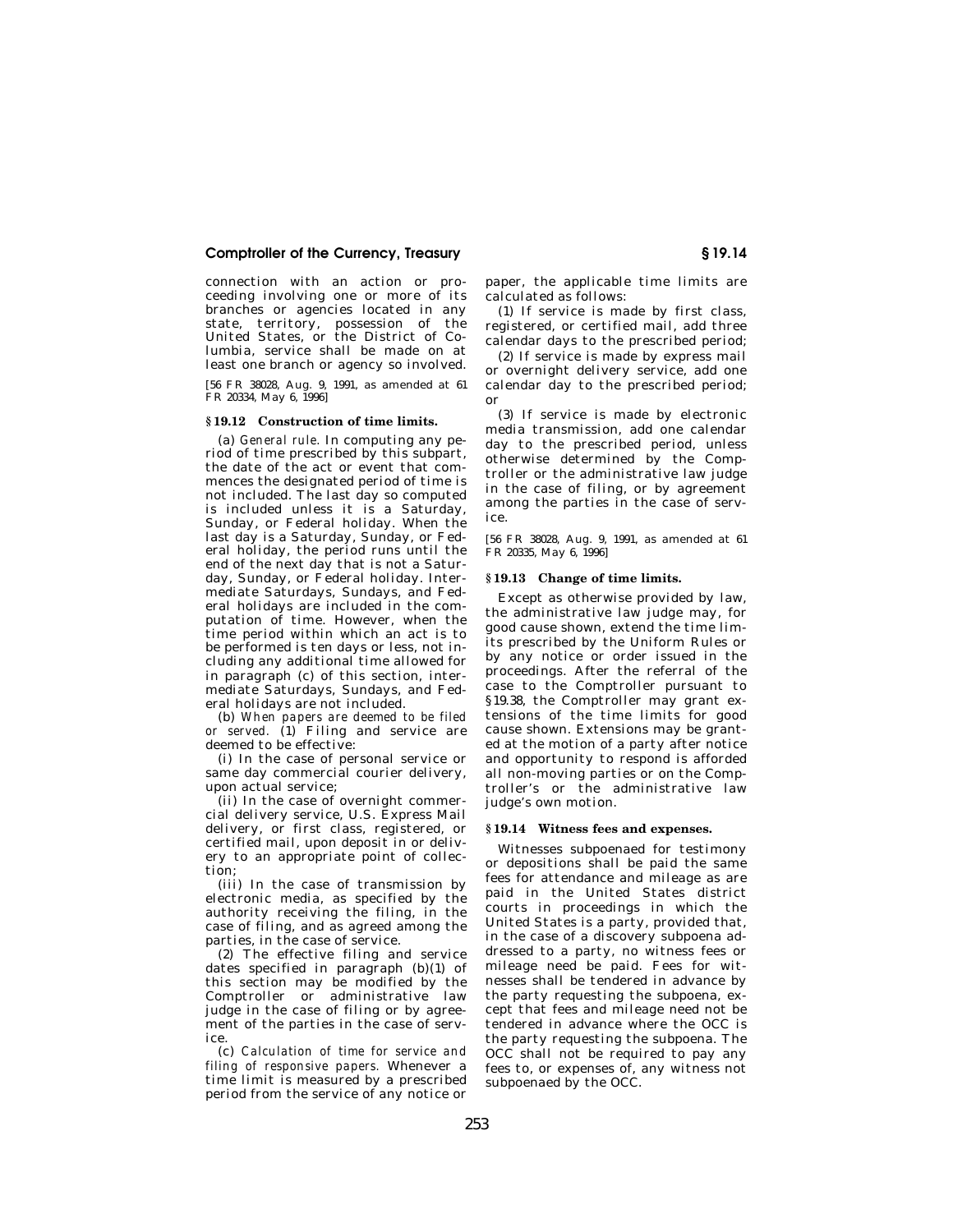connection with an action or proceeding involving one or more of its branches or agencies located in any state, territory, possession of the United States, or the District of Columbia, service shall be made on at least one branch or agency so involved.

[56 FR 38028, Aug. 9, 1991, as amended at 61 FR 20334, May 6, 1996]

## § 19.12 Construction of time limits.

(a) *General rule.* In computing any period of time prescribed by this subpart, the date of the act or event that commences the designated period of time is not included. The last day so computed is included unless it is a Saturday, Sunday, or Federal holiday. When the last day is a Saturday, Sunday, or Federal holiday, the period runs until the end of the next day that is not a Saturday, Sunday, or Federal holiday. Intermediate Saturdays, Sundays, and Federal holidays are included in the computation of time. However, when the time period within which an act is to be performed is ten days or less, not including any additional time allowed for in paragraph (c) of this section, intermediate Saturdays, Sundays, and Federal holidays are not included.

(b) *When papers are deemed to be filed or served.* (1) Filing and service are deemed to be effective:

(i) In the case of personal service or same day commercial courier delivery, upon actual service;

(ii) In the case of overnight commercial delivery service, U.S. Express Mail delivery, or first class, registered, or certified mail, upon deposit in or delivery to an appropriate point of collection;

(iii) In the case of transmission by electronic media, as specified by the authority receiving the filing, in the case of filing, and as agreed among the parties, in the case of service.

(2) The effective filing and service dates specified in paragraph (b)(1) of this section may be modified by the Comptroller or administrative law judge in the case of filing or by agreement of the parties in the case of service.

(c) *Calculation of time for service and filing of responsive papers.* Whenever a time limit is measured by a prescribed period from the service of any notice or paper, the applicable time limits are calculated as follows:

(1) If service is made by first class, registered, or certified mail, add three calendar days to the prescribed period;

(2) If service is made by express mail or overnight delivery service, add one calendar day to the prescribed period; or

(3) If service is made by electronic media transmission, add one calendar day to the prescribed period, unless otherwise determined by the Comptroller or the administrative law judge in the case of filing, or by agreement among the parties in the case of service.

[56 FR 38028, Aug. 9, 1991, as amended at 61 FR 20335, May 6, 1996]

## § 19.13 Change of time limits.

Except as otherwise provided by law, the administrative law judge may, for good cause shown, extend the time limits prescribed by the Uniform Rules or by any notice or order issued in the proceedings. After the referral of the case to the Comptroller pursuant to §19.38, the Comptroller may grant extensions of the time limits for good cause shown. Extensions may be granted at the motion of a party after notice and opportunity to respond is afforded all non-moving parties or on the Comptroller's or the administrative law judge's own motion.

## § 19.14 Witness fees and expenses.

Witnesses subpoenaed for testimony or depositions shall be paid the same fees for attendance and mileage as are paid in the United States district courts in proceedings in which the United States is a party, provided that, in the case of a discovery subpoena addressed to a party, no witness fees or mileage need be paid. Fees for witnesses shall be tendered in advance by the party requesting the subpoena, except that fees and mileage need not be tendered in advance where the OCC is the party requesting the subpoena. The OCC shall not be required to pay any fees to, or expenses of, any witness not subpoenaed by the OCC.